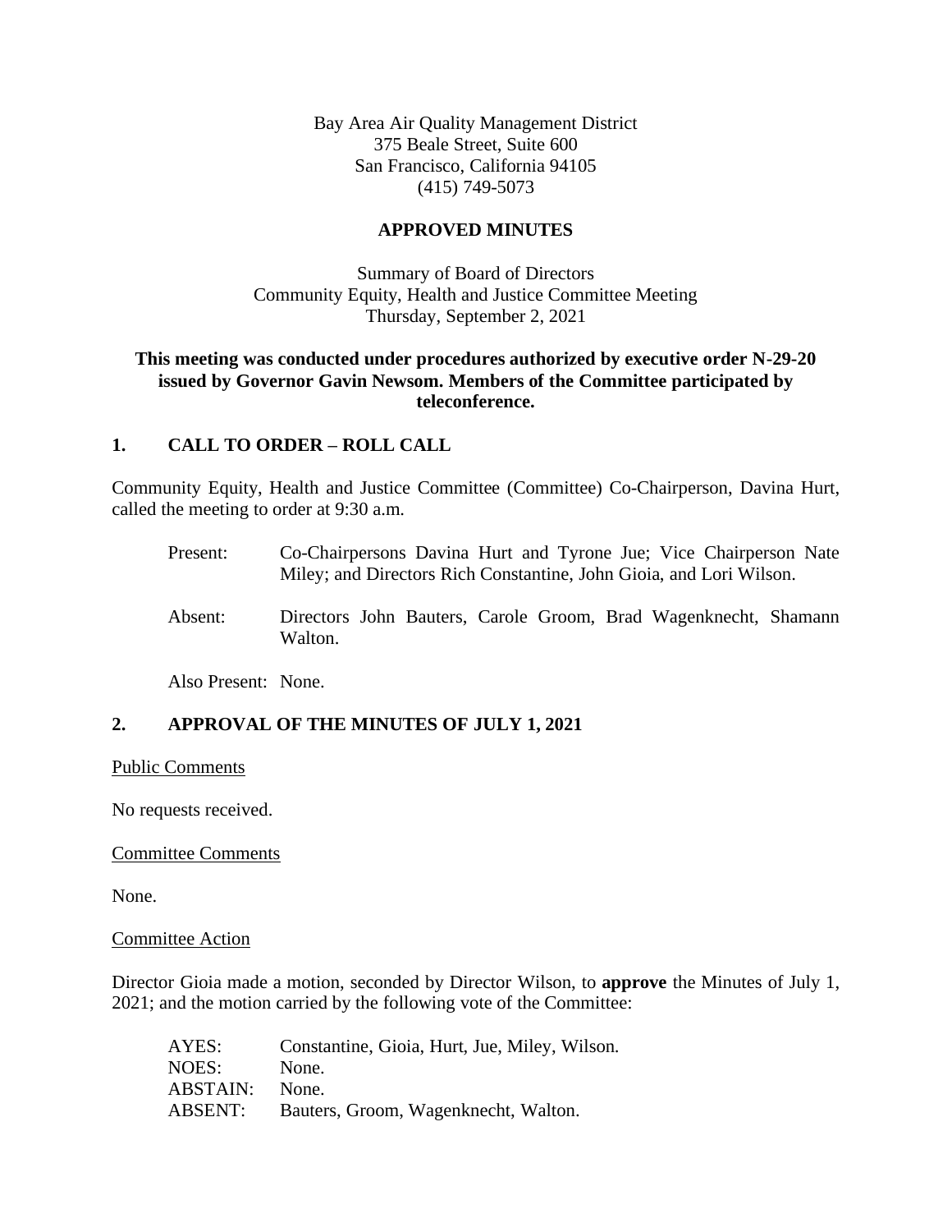Bay Area Air Quality Management District
375 Beale Street, Suite 600
San Francisco, California 94105
(415) 749-5073

**APPROVED MINUTES**

Summary of Board of Directors
Community Equity, Health and Justice Committee Meeting
Thursday, September 2, 2021

**This meeting was conducted under procedures authorized by executive order N-29-20 issued by Governor Gavin Newsom. Members of the Committee participated by teleconference.**

## 1. CALL TO ORDER – ROLL CALL

Community Equity, Health and Justice Committee (Committee) Co-Chairperson, Davina Hurt, called the meeting to order at 9:30 a.m.

Present: Co-Chairpersons Davina Hurt and Tyrone Jue; Vice Chairperson Nate Miley; and Directors Rich Constantine, John Gioia, and Lori Wilson.

Absent: Directors John Bauters, Carole Groom, Brad Wagenknecht, Shamann Walton.

Also Present: None.

## 2. APPROVAL OF THE MINUTES OF JULY 1, 2021

Public Comments

No requests received.

Committee Comments

None.

Committee Action

Director Gioia made a motion, seconded by Director Wilson, to **approve** the Minutes of July 1, 2021; and the motion carried by the following vote of the Committee:

AYES: Constantine, Gioia, Hurt, Jue, Miley, Wilson.
NOES: None.
ABSTAIN: None.
ABSENT: Bauters, Groom, Wagenknecht, Walton.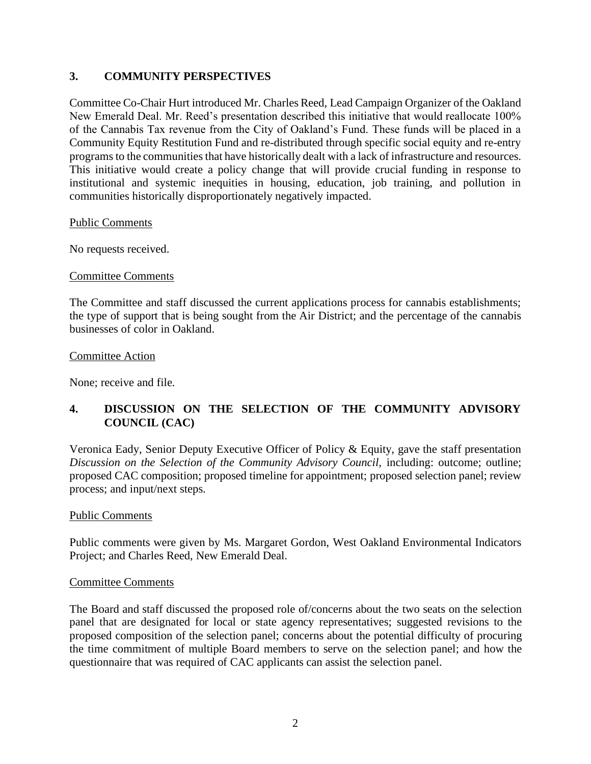### 3. COMMUNITY PERSPECTIVES

Committee Co-Chair Hurt introduced Mr. Charles Reed, Lead Campaign Organizer of the Oakland New Emerald Deal. Mr. Reed's presentation described this initiative that would reallocate 100% of the Cannabis Tax revenue from the City of Oakland's Fund. These funds will be placed in a Community Equity Restitution Fund and re-distributed through specific social equity and re-entry programs to the communities that have historically dealt with a lack of infrastructure and resources. This initiative would create a policy change that will provide crucial funding in response to institutional and systemic inequities in housing, education, job training, and pollution in communities historically disproportionately negatively impacted.

Public Comments

No requests received.

Committee Comments

The Committee and staff discussed the current applications process for cannabis establishments; the type of support that is being sought from the Air District; and the percentage of the cannabis businesses of color in Oakland.

Committee Action

None; receive and file.

### 4. DISCUSSION ON THE SELECTION OF THE COMMUNITY ADVISORY COUNCIL (CAC)

Veronica Eady, Senior Deputy Executive Officer of Policy & Equity, gave the staff presentation *Discussion on the Selection of the Community Advisory Council,* including: outcome; outline; proposed CAC composition; proposed timeline for appointment; proposed selection panel; review process; and input/next steps.

Public Comments

Public comments were given by Ms. Margaret Gordon, West Oakland Environmental Indicators Project; and Charles Reed, New Emerald Deal.

Committee Comments

The Board and staff discussed the proposed role of/concerns about the two seats on the selection panel that are designated for local or state agency representatives; suggested revisions to the proposed composition of the selection panel; concerns about the potential difficulty of procuring the time commitment of multiple Board members to serve on the selection panel; and how the questionnaire that was required of CAC applicants can assist the selection panel.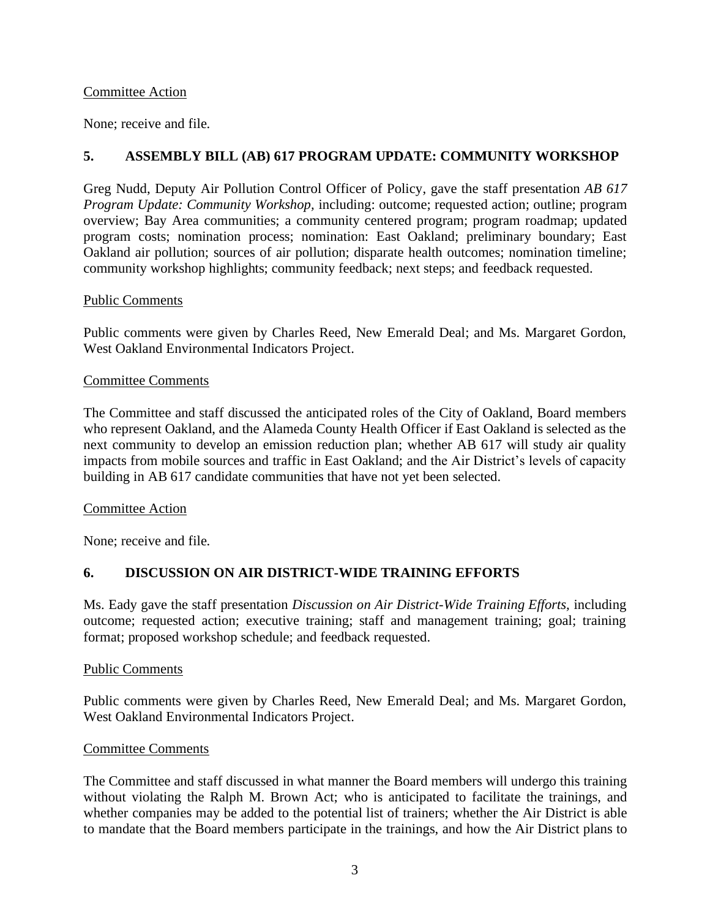Committee Action

None; receive and file.

## 5. ASSEMBLY BILL (AB) 617 PROGRAM UPDATE: COMMUNITY WORKSHOP

Greg Nudd, Deputy Air Pollution Control Officer of Policy, gave the staff presentation *AB 617 Program Update: Community Workshop,* including: outcome; requested action; outline; program overview; Bay Area communities; a community centered program; program roadmap; updated program costs; nomination process; nomination: East Oakland; preliminary boundary; East Oakland air pollution; sources of air pollution; disparate health outcomes; nomination timeline; community workshop highlights; community feedback; next steps; and feedback requested.

Public Comments

Public comments were given by Charles Reed, New Emerald Deal; and Ms. Margaret Gordon, West Oakland Environmental Indicators Project.

Committee Comments

The Committee and staff discussed the anticipated roles of the City of Oakland, Board members who represent Oakland, and the Alameda County Health Officer if East Oakland is selected as the next community to develop an emission reduction plan; whether AB 617 will study air quality impacts from mobile sources and traffic in East Oakland; and the Air District's levels of capacity building in AB 617 candidate communities that have not yet been selected.

Committee Action

None; receive and file.

## 6. DISCUSSION ON AIR DISTRICT-WIDE TRAINING EFFORTS

Ms. Eady gave the staff presentation *Discussion on Air District-Wide Training Efforts,* including outcome; requested action; executive training; staff and management training; goal; training format; proposed workshop schedule; and feedback requested.

Public Comments

Public comments were given by Charles Reed, New Emerald Deal; and Ms. Margaret Gordon, West Oakland Environmental Indicators Project.

Committee Comments

The Committee and staff discussed in what manner the Board members will undergo this training without violating the Ralph M. Brown Act; who is anticipated to facilitate the trainings, and whether companies may be added to the potential list of trainers; whether the Air District is able to mandate that the Board members participate in the trainings, and how the Air District plans to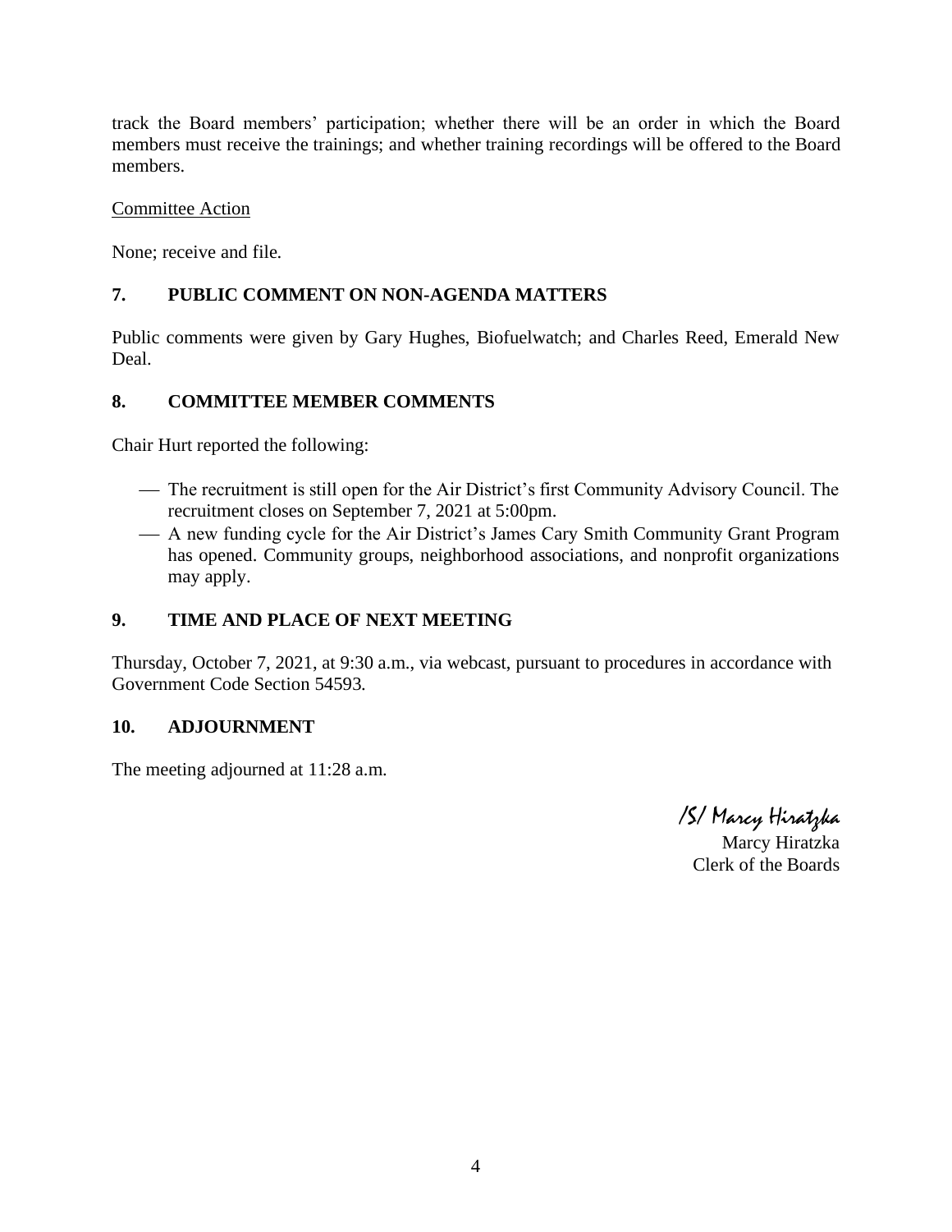track the Board members' participation; whether there will be an order in which the Board members must receive the trainings; and whether training recordings will be offered to the Board members.

Committee Action

None; receive and file.

## 7. PUBLIC COMMENT ON NON-AGENDA MATTERS

Public comments were given by Gary Hughes, Biofuelwatch; and Charles Reed, Emerald New Deal.

## 8. COMMITTEE MEMBER COMMENTS

Chair Hurt reported the following:

- The recruitment is still open for the Air District's first Community Advisory Council. The recruitment closes on September 7, 2021 at 5:00pm.
- A new funding cycle for the Air District's James Cary Smith Community Grant Program has opened. Community groups, neighborhood associations, and nonprofit organizations may apply.

## 9. TIME AND PLACE OF NEXT MEETING

Thursday, October 7, 2021, at 9:30 a.m., via webcast, pursuant to procedures in accordance with Government Code Section 54593.

## 10. ADJOURNMENT

The meeting adjourned at 11:28 a.m.

/S/ Marcy Hiratzka

Marcy Hiratzka
Clerk of the Boards